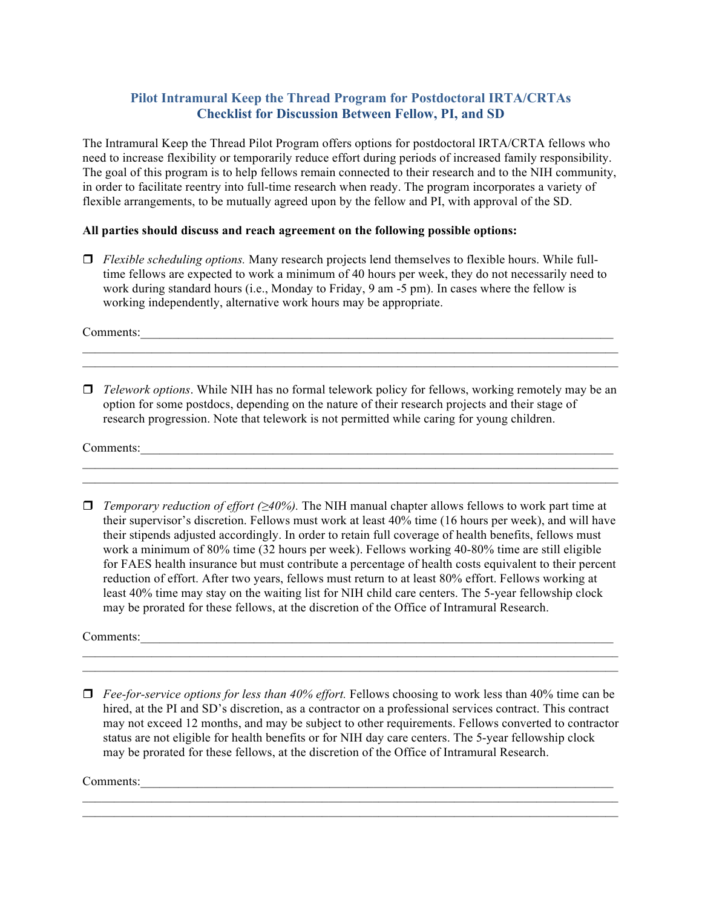## Pilot Intramural Keep the Thread Program for Postdoctoral IRTA/CRTAs
## Checklist for Discussion Between Fellow, PI, and SD

The Intramural Keep the Thread Pilot Program offers options for postdoctoral IRTA/CRTA fellows who need to increase flexibility or temporarily reduce effort during periods of increased family responsibility. The goal of this program is to help fellows remain connected to their research and to the NIH community, in order to facilitate reentry into full-time research when ready. The program incorporates a variety of flexible arrangements, to be mutually agreed upon by the fellow and PI, with approval of the SD.

**All parties should discuss and reach agreement on the following possible options:**

- ❒ *Flexible scheduling options.* Many research projects lend themselves to flexible hours. While full-time fellows are expected to work a minimum of 40 hours per week, they do not necessarily need to work during standard hours (i.e., Monday to Friday, 9 am -5 pm). In cases where the fellow is working independently, alternative work hours may be appropriate.

Comments:\_\_\_\_\_\_\_\_\_\_\_\_\_\_\_\_\_\_\_\_\_\_\_\_\_\_\_\_\_\_\_\_\_\_\_\_\_\_\_\_\_\_\_\_\_\_\_\_\_\_\_\_\_\_\_\_\_\_\_\_\_\_\_\_\_\_\_\_\_\_\_\_\_\_\_\_

\_\_\_\_\_\_\_\_\_\_\_\_\_\_\_\_\_\_\_\_\_\_\_\_\_\_\_\_\_\_\_\_\_\_\_\_\_\_\_\_\_\_\_\_\_\_\_\_\_\_\_\_\_\_\_\_\_\_\_\_\_\_\_\_\_\_\_\_\_\_\_\_\_\_\_\_\_\_\_\_\_\_\_\_\_

\_\_\_\_\_\_\_\_\_\_\_\_\_\_\_\_\_\_\_\_\_\_\_\_\_\_\_\_\_\_\_\_\_\_\_\_\_\_\_\_\_\_\_\_\_\_\_\_\_\_\_\_\_\_\_\_\_\_\_\_\_\_\_\_\_\_\_\_\_\_\_\_\_\_\_\_\_\_\_\_\_\_\_\_\_

- ❒ *Telework options*. While NIH has no formal telework policy for fellows, working remotely may be an option for some postdocs, depending on the nature of their research projects and their stage of research progression. Note that telework is not permitted while caring for young children.

Comments:\_\_\_\_\_\_\_\_\_\_\_\_\_\_\_\_\_\_\_\_\_\_\_\_\_\_\_\_\_\_\_\_\_\_\_\_\_\_\_\_\_\_\_\_\_\_\_\_\_\_\_\_\_\_\_\_\_\_\_\_\_\_\_\_\_\_\_\_\_\_\_\_\_\_\_\_

\_\_\_\_\_\_\_\_\_\_\_\_\_\_\_\_\_\_\_\_\_\_\_\_\_\_\_\_\_\_\_\_\_\_\_\_\_\_\_\_\_\_\_\_\_\_\_\_\_\_\_\_\_\_\_\_\_\_\_\_\_\_\_\_\_\_\_\_\_\_\_\_\_\_\_\_\_\_\_\_\_\_\_\_\_

\_\_\_\_\_\_\_\_\_\_\_\_\_\_\_\_\_\_\_\_\_\_\_\_\_\_\_\_\_\_\_\_\_\_\_\_\_\_\_\_\_\_\_\_\_\_\_\_\_\_\_\_\_\_\_\_\_\_\_\_\_\_\_\_\_\_\_\_\_\_\_\_\_\_\_\_\_\_\_\_\_\_\_\_\_

- ❒ *Temporary reduction of effort (≥40%).* The NIH manual chapter allows fellows to work part time at their supervisor's discretion. Fellows must work at least 40% time (16 hours per week), and will have their stipends adjusted accordingly. In order to retain full coverage of health benefits, fellows must work a minimum of 80% time (32 hours per week). Fellows working 40-80% time are still eligible for FAES health insurance but must contribute a percentage of health costs equivalent to their percent reduction of effort. After two years, fellows must return to at least 80% effort. Fellows working at least 40% time may stay on the waiting list for NIH child care centers. The 5-year fellowship clock may be prorated for these fellows, at the discretion of the Office of Intramural Research.

Comments:\_\_\_\_\_\_\_\_\_\_\_\_\_\_\_\_\_\_\_\_\_\_\_\_\_\_\_\_\_\_\_\_\_\_\_\_\_\_\_\_\_\_\_\_\_\_\_\_\_\_\_\_\_\_\_\_\_\_\_\_\_\_\_\_\_\_\_\_\_\_\_\_\_\_\_\_

\_\_\_\_\_\_\_\_\_\_\_\_\_\_\_\_\_\_\_\_\_\_\_\_\_\_\_\_\_\_\_\_\_\_\_\_\_\_\_\_\_\_\_\_\_\_\_\_\_\_\_\_\_\_\_\_\_\_\_\_\_\_\_\_\_\_\_\_\_\_\_\_\_\_\_\_\_\_\_\_\_\_\_\_\_

\_\_\_\_\_\_\_\_\_\_\_\_\_\_\_\_\_\_\_\_\_\_\_\_\_\_\_\_\_\_\_\_\_\_\_\_\_\_\_\_\_\_\_\_\_\_\_\_\_\_\_\_\_\_\_\_\_\_\_\_\_\_\_\_\_\_\_\_\_\_\_\_\_\_\_\_\_\_\_\_\_\_\_\_\_

- ❒ *Fee-for-service options for less than 40% effort.* Fellows choosing to work less than 40% time can be hired, at the PI and SD's discretion, as a contractor on a professional services contract. This contract may not exceed 12 months, and may be subject to other requirements. Fellows converted to contractor status are not eligible for health benefits or for NIH day care centers. The 5-year fellowship clock may be prorated for these fellows, at the discretion of the Office of Intramural Research.

Comments:\_\_\_\_\_\_\_\_\_\_\_\_\_\_\_\_\_\_\_\_\_\_\_\_\_\_\_\_\_\_\_\_\_\_\_\_\_\_\_\_\_\_\_\_\_\_\_\_\_\_\_\_\_\_\_\_\_\_\_\_\_\_\_\_\_\_\_\_\_\_\_\_\_\_\_\_

\_\_\_\_\_\_\_\_\_\_\_\_\_\_\_\_\_\_\_\_\_\_\_\_\_\_\_\_\_\_\_\_\_\_\_\_\_\_\_\_\_\_\_\_\_\_\_\_\_\_\_\_\_\_\_\_\_\_\_\_\_\_\_\_\_\_\_\_\_\_\_\_\_\_\_\_\_\_\_\_\_\_\_\_\_

\_\_\_\_\_\_\_\_\_\_\_\_\_\_\_\_\_\_\_\_\_\_\_\_\_\_\_\_\_\_\_\_\_\_\_\_\_\_\_\_\_\_\_\_\_\_\_\_\_\_\_\_\_\_\_\_\_\_\_\_\_\_\_\_\_\_\_\_\_\_\_\_\_\_\_\_\_\_\_\_\_\_\_\_\_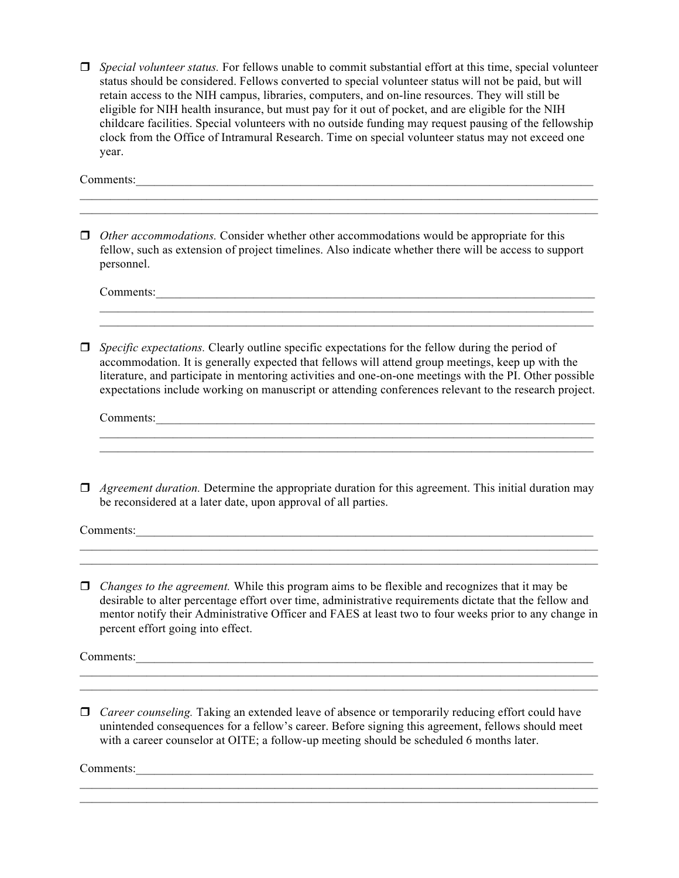- ☐ *Special volunteer status.* For fellows unable to commit substantial effort at this time, special volunteer status should be considered. Fellows converted to special volunteer status will not be paid, but will retain access to the NIH campus, libraries, computers, and on-line resources. They will still be eligible for NIH health insurance, but must pay for it out of pocket, and are eligible for the NIH childcare facilities. Special volunteers with no outside funding may request pausing of the fellowship clock from the Office of Intramural Research. Time on special volunteer status may not exceed one year.

Comments:________________________________________________________________________________
________________________________________________________________________________________
________________________________________________________________________________________

- ☐ *Other accommodations.* Consider whether other accommodations would be appropriate for this fellow, such as extension of project timelines. Also indicate whether there will be access to support personnel.

  Comments:______________________________________________________________________________
  ______________________________________________________________________________________
  ______________________________________________________________________________________

- ☐ *Specific expectations.* Clearly outline specific expectations for the fellow during the period of accommodation. It is generally expected that fellows will attend group meetings, keep up with the literature, and participate in mentoring activities and one-on-one meetings with the PI. Other possible expectations include working on manuscript or attending conferences relevant to the research project.

  Comments:______________________________________________________________________________
  ______________________________________________________________________________________
  ______________________________________________________________________________________

- ☐ *Agreement duration.* Determine the appropriate duration for this agreement. This initial duration may be reconsidered at a later date, upon approval of all parties.

Comments:________________________________________________________________________________
________________________________________________________________________________________
________________________________________________________________________________________

- ☐ *Changes to the agreement.* While this program aims to be flexible and recognizes that it may be desirable to alter percentage effort over time, administrative requirements dictate that the fellow and mentor notify their Administrative Officer and FAES at least two to four weeks prior to any change in percent effort going into effect.

Comments:________________________________________________________________________________
________________________________________________________________________________________
________________________________________________________________________________________

- ☐ *Career counseling.* Taking an extended leave of absence or temporarily reducing effort could have unintended consequences for a fellow's career. Before signing this agreement, fellows should meet with a career counselor at OITE; a follow-up meeting should be scheduled 6 months later.

Comments:________________________________________________________________________________
________________________________________________________________________________________
________________________________________________________________________________________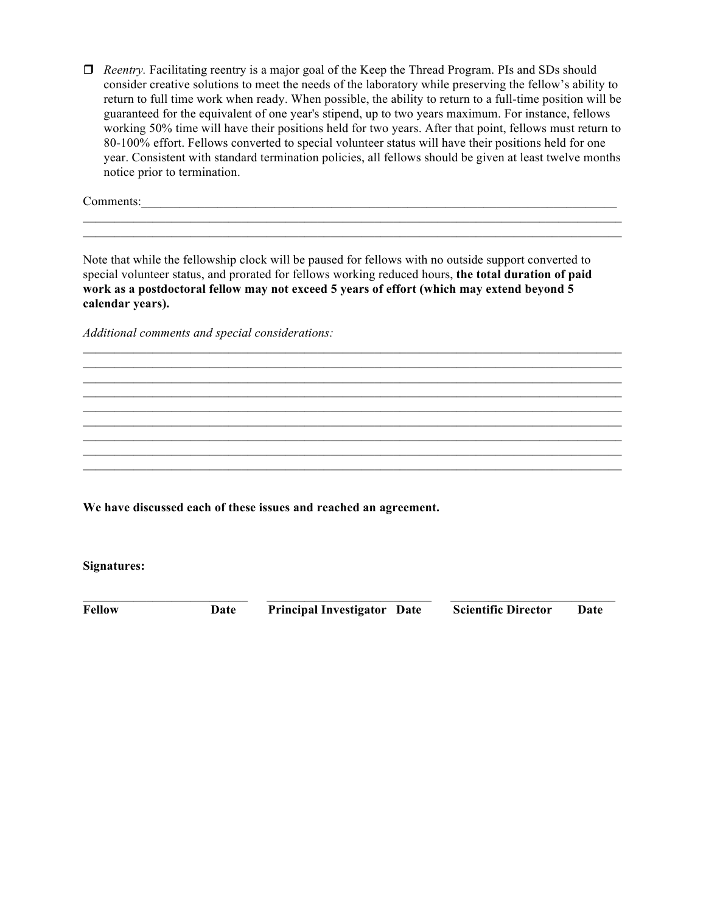- ❒ *Reentry.* Facilitating reentry is a major goal of the Keep the Thread Program. PIs and SDs should consider creative solutions to meet the needs of the laboratory while preserving the fellow's ability to return to full time work when ready. When possible, the ability to return to a full-time position will be guaranteed for the equivalent of one year's stipend, up to two years maximum. For instance, fellows working 50% time will have their positions held for two years. After that point, fellows must return to 80-100% effort. Fellows converted to special volunteer status will have their positions held for one year. Consistent with standard termination policies, all fellows should be given at least twelve months notice prior to termination.

Comments:\_\_\_\_\_\_\_\_\_\_\_\_\_\_\_\_\_\_\_\_\_\_\_\_\_\_\_\_\_\_\_\_\_\_\_\_\_\_\_\_\_\_\_\_\_\_\_\_\_\_\_\_\_\_\_\_\_\_\_\_\_\_\_\_\_\_\_\_\_\_\_\_\_\_\_\_

\_\_\_\_\_\_\_\_\_\_\_\_\_\_\_\_\_\_\_\_\_\_\_\_\_\_\_\_\_\_\_\_\_\_\_\_\_\_\_\_\_\_\_\_\_\_\_\_\_\_\_\_\_\_\_\_\_\_\_\_\_\_\_\_\_\_\_\_\_\_\_\_\_\_\_\_\_\_\_\_\_\_\_\_

\_\_\_\_\_\_\_\_\_\_\_\_\_\_\_\_\_\_\_\_\_\_\_\_\_\_\_\_\_\_\_\_\_\_\_\_\_\_\_\_\_\_\_\_\_\_\_\_\_\_\_\_\_\_\_\_\_\_\_\_\_\_\_\_\_\_\_\_\_\_\_\_\_\_\_\_\_\_\_\_\_\_\_\_

Note that while the fellowship clock will be paused for fellows with no outside support converted to special volunteer status, and prorated for fellows working reduced hours, **the total duration of paid work as a postdoctoral fellow may not exceed 5 years of effort (which may extend beyond 5 calendar years).**

*Additional comments and special considerations:*

\_\_\_\_\_\_\_\_\_\_\_\_\_\_\_\_\_\_\_\_\_\_\_\_\_\_\_\_\_\_\_\_\_\_\_\_\_\_\_\_\_\_\_\_\_\_\_\_\_\_\_\_\_\_\_\_\_\_\_\_\_\_\_\_\_\_\_\_\_\_\_\_\_\_\_\_\_\_\_\_\_\_\_\_

\_\_\_\_\_\_\_\_\_\_\_\_\_\_\_\_\_\_\_\_\_\_\_\_\_\_\_\_\_\_\_\_\_\_\_\_\_\_\_\_\_\_\_\_\_\_\_\_\_\_\_\_\_\_\_\_\_\_\_\_\_\_\_\_\_\_\_\_\_\_\_\_\_\_\_\_\_\_\_\_\_\_\_\_

\_\_\_\_\_\_\_\_\_\_\_\_\_\_\_\_\_\_\_\_\_\_\_\_\_\_\_\_\_\_\_\_\_\_\_\_\_\_\_\_\_\_\_\_\_\_\_\_\_\_\_\_\_\_\_\_\_\_\_\_\_\_\_\_\_\_\_\_\_\_\_\_\_\_\_\_\_\_\_\_\_\_\_\_

\_\_\_\_\_\_\_\_\_\_\_\_\_\_\_\_\_\_\_\_\_\_\_\_\_\_\_\_\_\_\_\_\_\_\_\_\_\_\_\_\_\_\_\_\_\_\_\_\_\_\_\_\_\_\_\_\_\_\_\_\_\_\_\_\_\_\_\_\_\_\_\_\_\_\_\_\_\_\_\_\_\_\_\_

\_\_\_\_\_\_\_\_\_\_\_\_\_\_\_\_\_\_\_\_\_\_\_\_\_\_\_\_\_\_\_\_\_\_\_\_\_\_\_\_\_\_\_\_\_\_\_\_\_\_\_\_\_\_\_\_\_\_\_\_\_\_\_\_\_\_\_\_\_\_\_\_\_\_\_\_\_\_\_\_\_\_\_\_

\_\_\_\_\_\_\_\_\_\_\_\_\_\_\_\_\_\_\_\_\_\_\_\_\_\_\_\_\_\_\_\_\_\_\_\_\_\_\_\_\_\_\_\_\_\_\_\_\_\_\_\_\_\_\_\_\_\_\_\_\_\_\_\_\_\_\_\_\_\_\_\_\_\_\_\_\_\_\_\_\_\_\_\_

\_\_\_\_\_\_\_\_\_\_\_\_\_\_\_\_\_\_\_\_\_\_\_\_\_\_\_\_\_\_\_\_\_\_\_\_\_\_\_\_\_\_\_\_\_\_\_\_\_\_\_\_\_\_\_\_\_\_\_\_\_\_\_\_\_\_\_\_\_\_\_\_\_\_\_\_\_\_\_\_\_\_\_\_

\_\_\_\_\_\_\_\_\_\_\_\_\_\_\_\_\_\_\_\_\_\_\_\_\_\_\_\_\_\_\_\_\_\_\_\_\_\_\_\_\_\_\_\_\_\_\_\_\_\_\_\_\_\_\_\_\_\_\_\_\_\_\_\_\_\_\_\_\_\_\_\_\_\_\_\_\_\_\_\_\_\_\_\_

\_\_\_\_\_\_\_\_\_\_\_\_\_\_\_\_\_\_\_\_\_\_\_\_\_\_\_\_\_\_\_\_\_\_\_\_\_\_\_\_\_\_\_\_\_\_\_\_\_\_\_\_\_\_\_\_\_\_\_\_\_\_\_\_\_\_\_\_\_\_\_\_\_\_\_\_\_\_\_\_\_\_\_\_

**We have discussed each of these issues and reached an agreement.**

**Signatures:**

| | | |
|---|---|---|
| \_\_\_\_\_\_\_\_\_\_\_\_\_\_\_\_\_\_\_\_\_\_\_\_\_ | \_\_\_\_\_\_\_\_\_\_\_\_\_\_\_\_\_\_\_\_\_\_\_\_\_ | \_\_\_\_\_\_\_\_\_\_\_\_\_\_\_\_\_\_\_\_\_\_\_\_\_ |
| **Fellow Date** | **Principal Investigator Date** | **Scientific Director Date** |